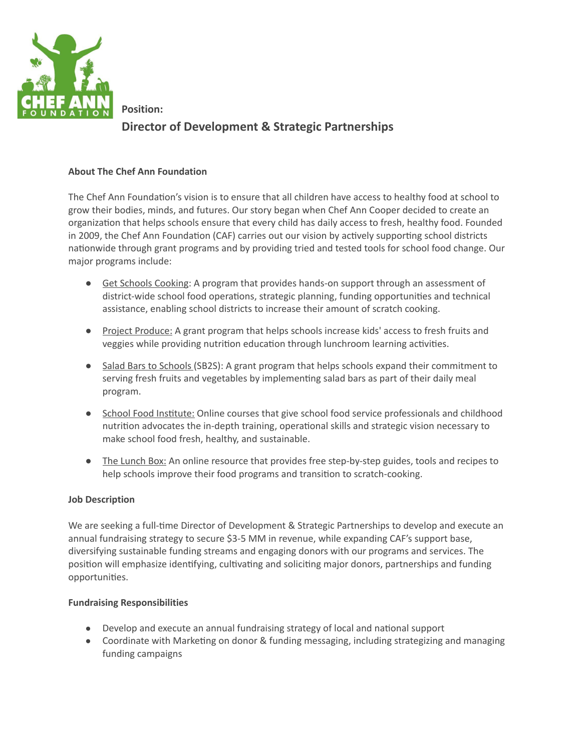**Position:**

# Director of Development & Strategic Partnerships

**About The Chef Ann Foundation**

The Chef Ann Foundation's vision is to ensure that all children have access to healthy food at school to grow their bodies, minds, and futures. Our story began when Chef Ann Cooper decided to create an organization that helps schools ensure that every child has daily access to fresh, healthy food. Founded in 2009, the Chef Ann Foundation (CAF) carries out our vision by actively supporting school districts nationwide through grant programs and by providing tried and tested tools for school food change. Our major programs include:

- Get Schools Cooking: A program that provides hands-on support through an assessment of district-wide school food operations, strategic planning, funding opportunities and technical assistance, enabling school districts to increase their amount of scratch cooking.
- Project Produce: A grant program that helps schools increase kids' access to fresh fruits and veggies while providing nutrition education through lunchroom learning activities.
- Salad Bars to Schools (SB2S): A grant program that helps schools expand their commitment to serving fresh fruits and vegetables by implementing salad bars as part of their daily meal program.
- School Food Institute: Online courses that give school food service professionals and childhood nutrition advocates the in-depth training, operational skills and strategic vision necessary to make school food fresh, healthy, and sustainable.
- The Lunch Box: An online resource that provides free step-by-step guides, tools and recipes to help schools improve their food programs and transition to scratch-cooking.

**Job Description**

We are seeking a full-time Director of Development & Strategic Partnerships to develop and execute an annual fundraising strategy to secure $3-5 MM in revenue, while expanding CAF's support base, diversifying sustainable funding streams and engaging donors with our programs and services. The position will emphasize identifying, cultivating and soliciting major donors, partnerships and funding opportunities.

**Fundraising Responsibilities**

- Develop and execute an annual fundraising strategy of local and national support
- Coordinate with Marketing on donor & funding messaging, including strategizing and managing funding campaigns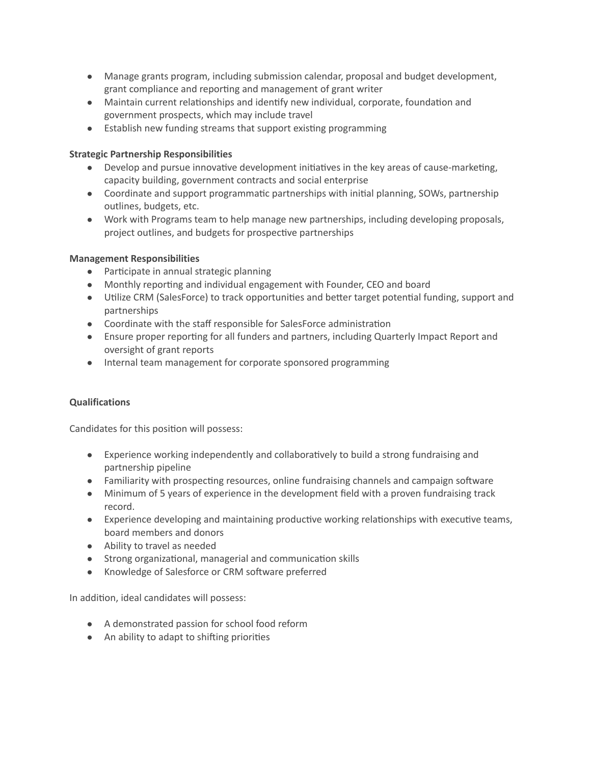- Manage grants program, including submission calendar, proposal and budget development, grant compliance and reporting and management of grant writer
- Maintain current relationships and identify new individual, corporate, foundation and government prospects, which may include travel
- Establish new funding streams that support existing programming

**Strategic Partnership Responsibilities**

- Develop and pursue innovative development initiatives in the key areas of cause-marketing, capacity building, government contracts and social enterprise
- Coordinate and support programmatic partnerships with initial planning, SOWs, partnership outlines, budgets, etc.
- Work with Programs team to help manage new partnerships, including developing proposals, project outlines, and budgets for prospective partnerships

**Management Responsibilities**

- Participate in annual strategic planning
- Monthly reporting and individual engagement with Founder, CEO and board
- Utilize CRM (SalesForce) to track opportunities and better target potential funding, support and partnerships
- Coordinate with the staff responsible for SalesForce administration
- Ensure proper reporting for all funders and partners, including Quarterly Impact Report and oversight of grant reports
- Internal team management for corporate sponsored programming

**Qualifications**

Candidates for this position will possess:

- Experience working independently and collaboratively to build a strong fundraising and partnership pipeline
- Familiarity with prospecting resources, online fundraising channels and campaign software
- Minimum of 5 years of experience in the development field with a proven fundraising track record.
- Experience developing and maintaining productive working relationships with executive teams, board members and donors
- Ability to travel as needed
- Strong organizational, managerial and communication skills
- Knowledge of Salesforce or CRM software preferred

In addition, ideal candidates will possess:

- A demonstrated passion for school food reform
- An ability to adapt to shifting priorities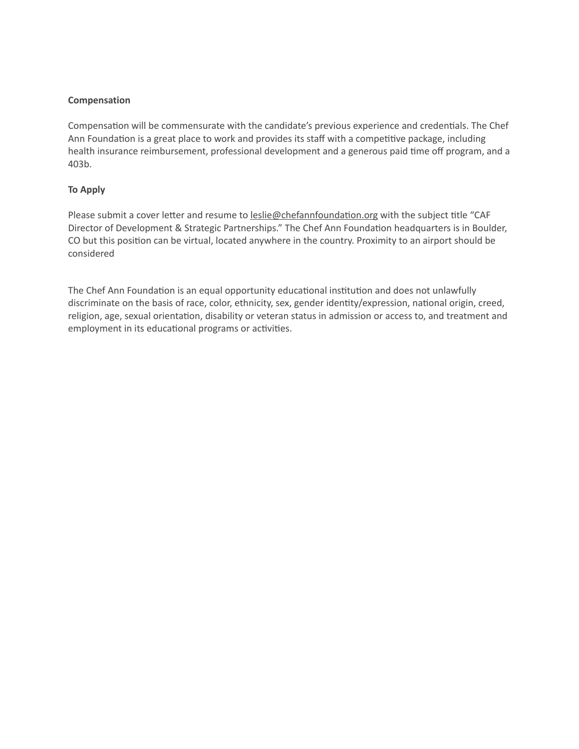**Compensation**

Compensation will be commensurate with the candidate's previous experience and credentials. The Chef Ann Foundation is a great place to work and provides its staff with a competitive package, including health insurance reimbursement, professional development and a generous paid time off program, and a 403b.

**To Apply**

Please submit a cover letter and resume to leslie@chefannfoundation.org with the subject title "CAF Director of Development & Strategic Partnerships." The Chef Ann Foundation headquarters is in Boulder, CO but this position can be virtual, located anywhere in the country. Proximity to an airport should be considered

The Chef Ann Foundation is an equal opportunity educational institution and does not unlawfully discriminate on the basis of race, color, ethnicity, sex, gender identity/expression, national origin, creed, religion, age, sexual orientation, disability or veteran status in admission or access to, and treatment and employment in its educational programs or activities.